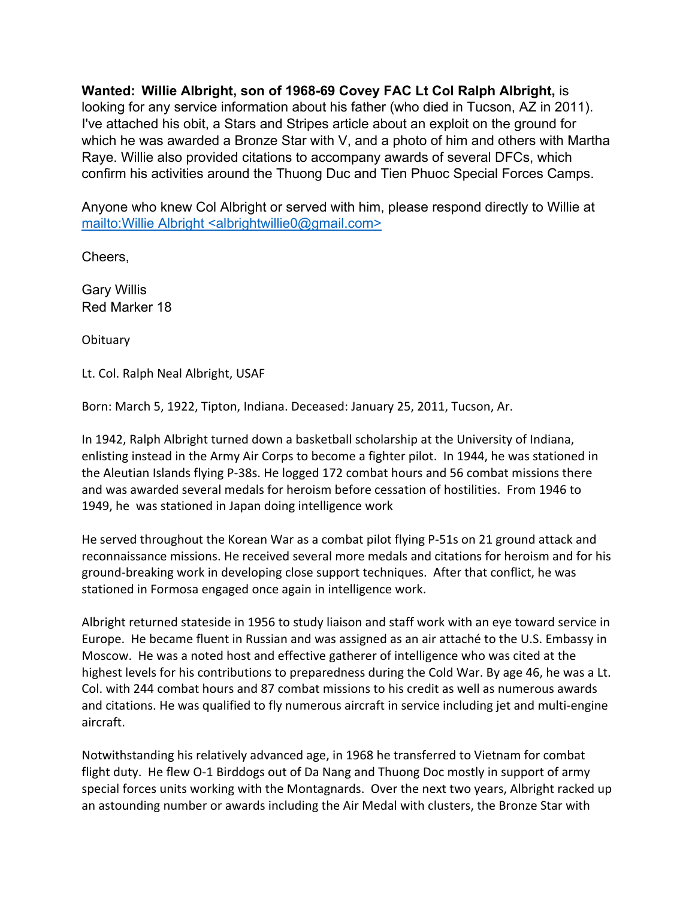**Wanted: Willie Albright, son of 1968-69 Covey FAC Lt Col Ralph Albright,** is looking for any service information about his father (who died in Tucson, AZ in 2011). I've attached his obit, a Stars and Stripes article about an exploit on the ground for which he was awarded a Bronze Star with V, and a photo of him and others with Martha Raye. Willie also provided citations to accompany awards of several DFCs, which confirm his activities around the Thuong Duc and Tien Phuoc Special Forces Camps.

Anyone who knew Col Albright or served with him, please respond directly to Willie at [mailto:Willie Albright <albrightwillie0@gmail.com>](mailto:albrightwillie0@gmail.com)

Cheers,

Gary Willis
Red Marker 18

Obituary

Lt. Col. Ralph Neal Albright, USAF

Born: March 5, 1922, Tipton, Indiana. Deceased: January 25, 2011, Tucson, Ar.

In 1942, Ralph Albright turned down a basketball scholarship at the University of Indiana, enlisting instead in the Army Air Corps to become a fighter pilot. In 1944, he was stationed in the Aleutian Islands flying P-38s. He logged 172 combat hours and 56 combat missions there and was awarded several medals for heroism before cessation of hostilities. From 1946 to 1949, he was stationed in Japan doing intelligence work

He served throughout the Korean War as a combat pilot flying P-51s on 21 ground attack and reconnaissance missions. He received several more medals and citations for heroism and for his ground-breaking work in developing close support techniques. After that conflict, he was stationed in Formosa engaged once again in intelligence work.

Albright returned stateside in 1956 to study liaison and staff work with an eye toward service in Europe. He became fluent in Russian and was assigned as an air attaché to the U.S. Embassy in Moscow. He was a noted host and effective gatherer of intelligence who was cited at the highest levels for his contributions to preparedness during the Cold War. By age 46, he was a Lt. Col. with 244 combat hours and 87 combat missions to his credit as well as numerous awards and citations. He was qualified to fly numerous aircraft in service including jet and multi-engine aircraft.

Notwithstanding his relatively advanced age, in 1968 he transferred to Vietnam for combat flight duty. He flew O-1 Birddogs out of Da Nang and Thuong Doc mostly in support of army special forces units working with the Montagnards. Over the next two years, Albright racked up an astounding number or awards including the Air Medal with clusters, the Bronze Star with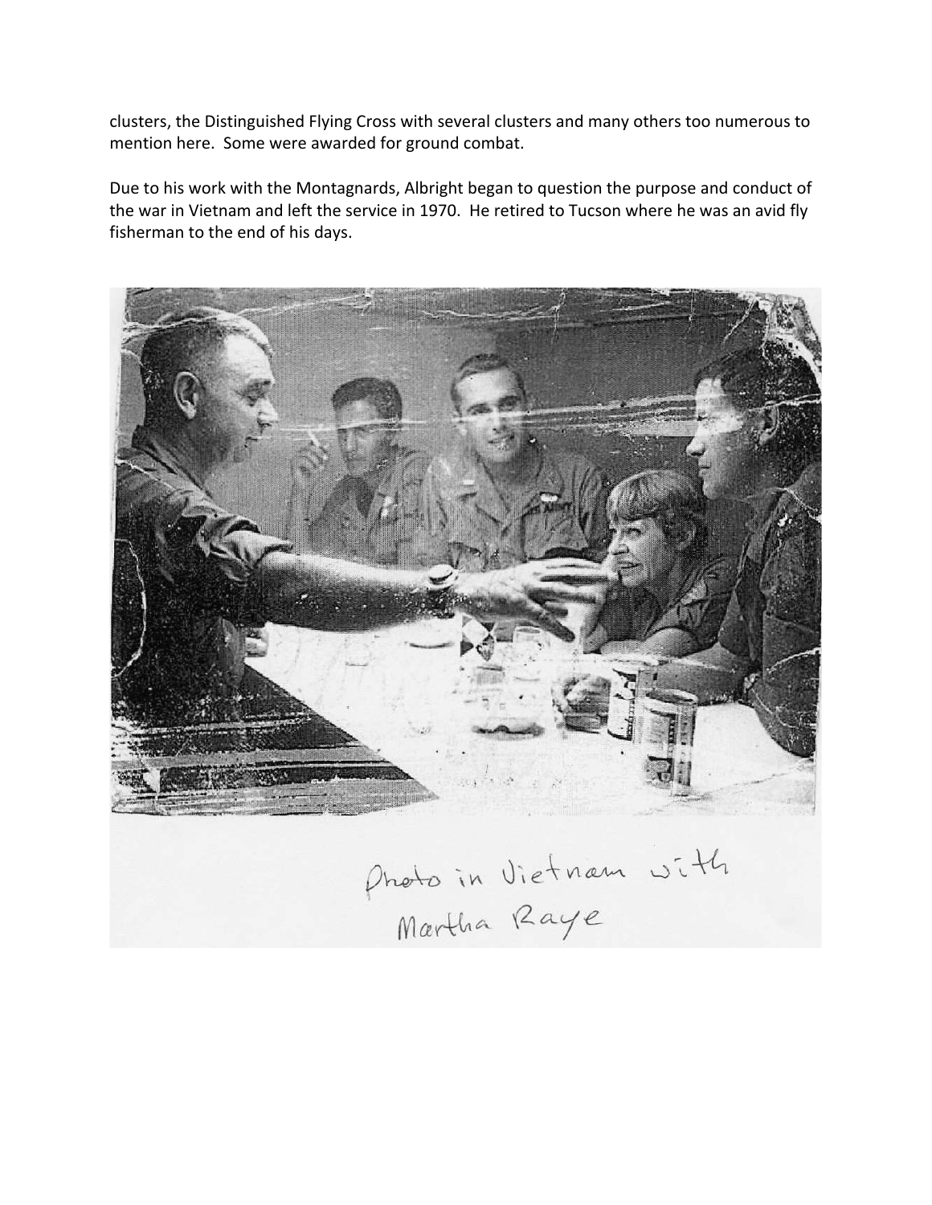clusters, the Distinguished Flying Cross with several clusters and many others too numerous to mention here. Some were awarded for ground combat.

Due to his work with the Montagnards, Albright began to question the purpose and conduct of the war in Vietnam and left the service in 1970. He retired to Tucson where he was an avid fly fisherman to the end of his days.

Photo in Vietnam with Martha Raye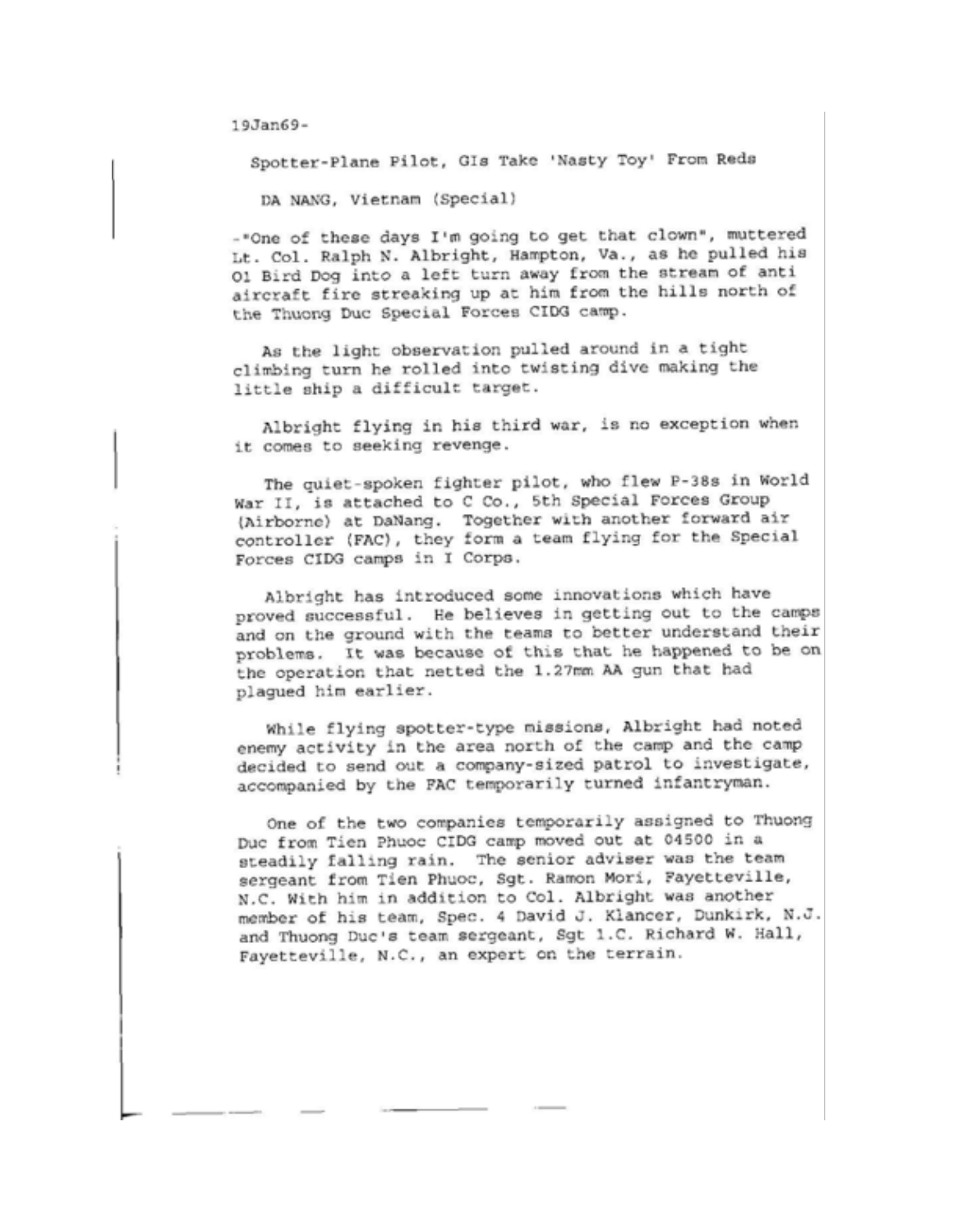19Jan69-

Spotter-Plane Pilot, GIs Take 'Nasty Toy' From Reds

DA NANG, Vietnam (Special)

-"One of these days I'm going to get that clown", muttered Lt. Col. Ralph N. Albright, Hampton, Va., as he pulled his O1 Bird Dog into a left turn away from the stream of anti aircraft fire streaking up at him from the hills north of the Thuong Duc Special Forces CIDG camp.

As the light observation pulled around in a tight climbing turn he rolled into twisting dive making the little ship a difficult target.

Albright flying in his third war, is no exception when it comes to seeking revenge.

The quiet-spoken fighter pilot, who flew P-38s in World War II, is attached to C Co., 5th Special Forces Group (Airborne) at DaNang. Together with another forward air controller (FAC), they form a team flying for the Special Forces CIDG camps in I Corps.

Albright has introduced some innovations which have proved successful. He believes in getting out to the camps and on the ground with the teams to better understand their problems. It was because of this that he happened to be on the operation that netted the 1.27mm AA gun that had plagued him earlier.

While flying spotter-type missions, Albright had noted enemy activity in the area north of the camp and the camp decided to send out a company-sized patrol to investigate, accompanied by the FAC temporarily turned infantryman.

One of the two companies temporarily assigned to Thuong Duc from Tien Phuoc CIDG camp moved out at 04500 in a steadily falling rain. The senior adviser was the team sergeant from Tien Phuoc, Sgt. Ramon Mori, Fayetteville, N.C. With him in addition to Col. Albright was another member of his team, Spec. 4 David J. Klancer, Dunkirk, N.J. and Thuong Duc's team sergeant, Sgt 1.C. Richard W. Hall, Fayetteville, N.C., an expert on the terrain.